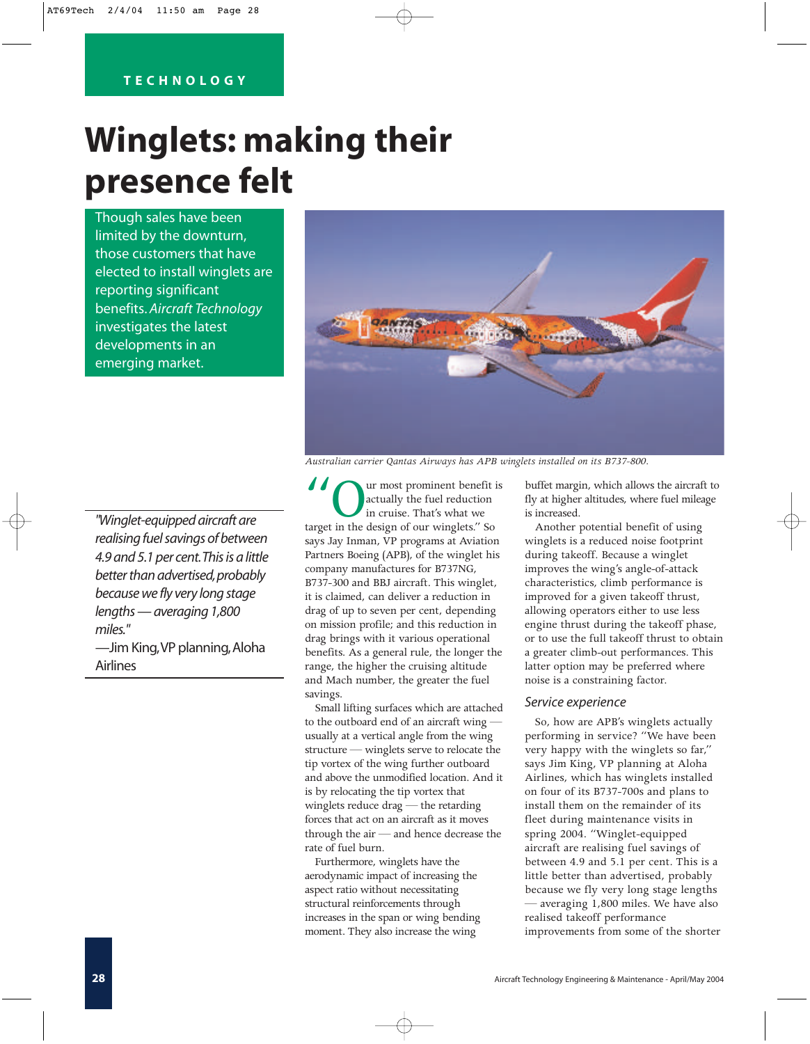TECHNOLOGY

# Winglets: making their presence felt

Though sales have been limited by the downturn, those customers that have elected to install winglets are reporting significant benefits. *Aircraft Technology* investigates the latest developments in an emerging market.

Australian carrier Qantas Airways has APB winglets installed on its B737-800.

*"Winglet-equipped aircraft are realising fuel savings of between 4.9 and 5.1 per cent. This is a little better than advertised, probably because we fly very long stage lengths — averaging 1,800 miles."*

—Jim King, VP planning, Aloha Airlines

"Our most prominent benefit is actually the fuel reduction in cruise. That's what we target in the design of our winglets." So says Jay Inman, VP programs at Aviation Partners Boeing (APB), of the winglet his company manufactures for B737NG, B737-300 and BBJ aircraft. This winglet, it is claimed, can deliver a reduction in drag of up to seven per cent, depending on mission profile; and this reduction in drag brings with it various operational benefits. As a general rule, the longer the range, the higher the cruising altitude and Mach number, the greater the fuel savings.

Small lifting surfaces which are attached to the outboard end of an aircraft wing — usually at a vertical angle from the wing structure — winglets serve to relocate the tip vortex of the wing further outboard and above the unmodified location. And it is by relocating the tip vortex that winglets reduce drag — the retarding forces that act on an aircraft as it moves through the air — and hence decrease the rate of fuel burn.

Furthermore, winglets have the aerodynamic impact of increasing the aspect ratio without necessitating structural reinforcements through increases in the span or wing bending moment. They also increase the wing buffet margin, which allows the aircraft to fly at higher altitudes, where fuel mileage is increased.

Another potential benefit of using winglets is a reduced noise footprint during takeoff. Because a winglet improves the wing's angle-of-attack characteristics, climb performance is improved for a given takeoff thrust, allowing operators either to use less engine thrust during the takeoff phase, or to use the full takeoff thrust to obtain a greater climb-out performances. This latter option may be preferred where noise is a constraining factor.

## Service experience

So, how are APB's winglets actually performing in service? "We have been very happy with the winglets so far," says Jim King, VP planning at Aloha Airlines, which has winglets installed on four of its B737-700s and plans to install them on the remainder of its fleet during maintenance visits in spring 2004. "Winglet-equipped aircraft are realising fuel savings of between 4.9 and 5.1 per cent. This is a little better than advertised, probably because we fly very long stage lengths — averaging 1,800 miles. We have also realised takeoff performance improvements from some of the shorter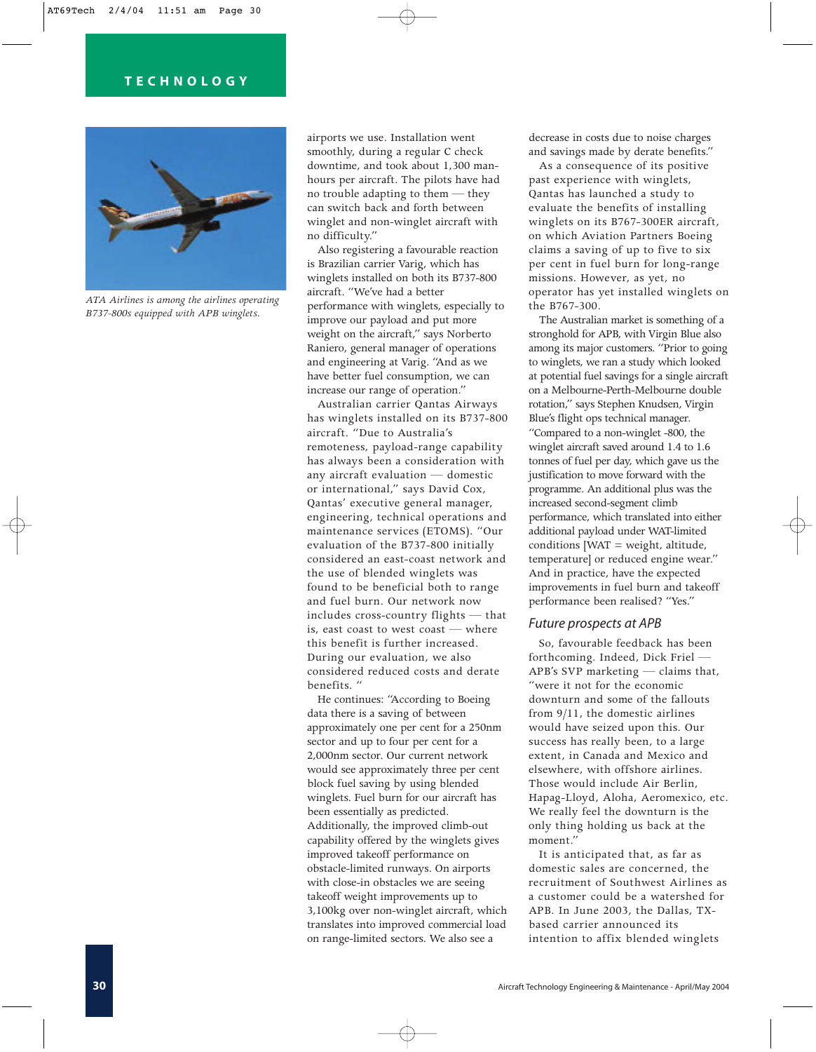airports we use. Installation went smoothly, during a regular C check downtime, and took about 1,300 man-hours per aircraft. The pilots have had no trouble adapting to them — they can switch back and forth between winglet and non-winglet aircraft with no difficulty."

Also registering a favourable reaction is Brazilian carrier Varig, which has winglets installed on both its B737-800 aircraft. "We've had a better performance with winglets, especially to improve our payload and put more weight on the aircraft," says Norberto Raniero, general manager of operations and engineering at Varig. "And as we have better fuel consumption, we can increase our range of operation."

Australian carrier Qantas Airways has winglets installed on its B737-800 aircraft. "Due to Australia's remoteness, payload-range capability has always been a consideration with any aircraft evaluation — domestic or international," says David Cox, Qantas' executive general manager, engineering, technical operations and maintenance services (ETOMS). "Our evaluation of the B737-800 initially considered an east-coast network and the use of blended winglets was found to be beneficial both to range and fuel burn. Our network now includes cross-country flights — that is, east coast to west coast — where this benefit is further increased. During our evaluation, we also considered reduced costs and derate benefits. "

He continues: "According to Boeing data there is a saving of between approximately one per cent for a 250nm sector and up to four per cent for a 2,000nm sector. Our current network would see approximately three per cent block fuel saving by using blended winglets. Fuel burn for our aircraft has been essentially as predicted. Additionally, the improved climb-out capability offered by the winglets gives improved takeoff performance on obstacle-limited runways. On airports with close-in obstacles we are seeing takeoff weight improvements up to 3,100kg over non-winglet aircraft, which translates into improved commercial load on range-limited sectors. We also see a decrease in costs due to noise charges and savings made by derate benefits."

As a consequence of its positive past experience with winglets, Qantas has launched a study to evaluate the benefits of installing winglets on its B767-300ER aircraft, on which Aviation Partners Boeing claims a saving of up to five to six per cent in fuel burn for long-range missions. However, as yet, no operator has yet installed winglets on the B767-300.

The Australian market is something of a stronghold for APB, with Virgin Blue also among its major customers. "Prior to going to winglets, we ran a study which looked at potential fuel savings for a single aircraft on a Melbourne-Perth-Melbourne double rotation," says Stephen Knudsen, Virgin Blue's flight ops technical manager. "Compared to a non-winglet -800, the winglet aircraft saved around 1.4 to 1.6 tonnes of fuel per day, which gave us the justification to move forward with the programme. An additional plus was the increased second-segment climb performance, which translated into either additional payload under WAT-limited conditions [WAT = weight, altitude, temperature] or reduced engine wear." And in practice, have the expected improvements in fuel burn and takeoff performance been realised? "Yes."

## Future prospects at APB

So, favourable feedback has been forthcoming. Indeed, Dick Friel — APB's SVP marketing — claims that, "were it not for the economic downturn and some of the fallouts from 9/11, the domestic airlines would have seized upon this. Our success has really been, to a large extent, in Canada and Mexico and elsewhere, with offshore airlines. Those would include Air Berlin, Hapag-Lloyd, Aloha, Aeromexico, etc. We really feel the downturn is the only thing holding us back at the moment."

It is anticipated that, as far as domestic sales are concerned, the recruitment of Southwest Airlines as a customer could be a watershed for APB. In June 2003, the Dallas, TX-based carrier announced its intention to affix blended winglets

*ATA Airlines is among the airlines operating B737-800s equipped with APB winglets.*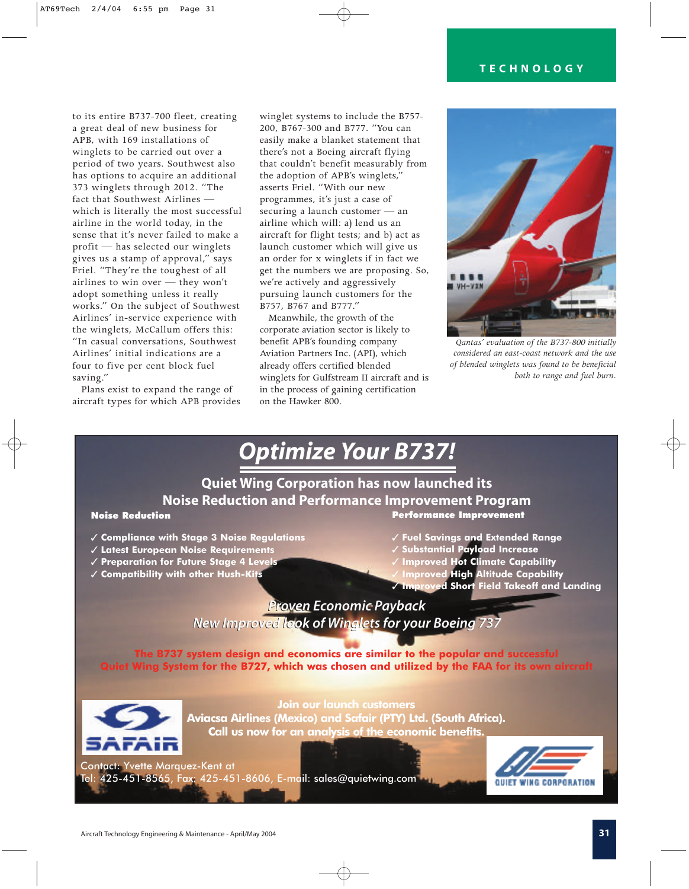to its entire B737-700 fleet, creating a great deal of new business for APB, with 169 installations of winglets to be carried out over a period of two years. Southwest also has options to acquire an additional 373 winglets through 2012. "The fact that Southwest Airlines — which is literally the most successful airline in the world today, in the sense that it's never failed to make a profit — has selected our winglets gives us a stamp of approval," says Friel. "They're the toughest of all airlines to win over — they won't adopt something unless it really works." On the subject of Southwest Airlines' in-service experience with the winglets, McCallum offers this: "In casual conversations, Southwest Airlines' initial indications are a four to five per cent block fuel saving."

Plans exist to expand the range of aircraft types for which APB provides winglet systems to include the B757-200, B767-300 and B777. "You can easily make a blanket statement that there's not a Boeing aircraft flying that couldn't benefit measurably from the adoption of APB's winglets," asserts Friel. "With our new programmes, it's just a case of securing a launch customer — an airline which will: a) lend us an aircraft for flight tests; and b) act as launch customer which will give us an order for x winglets if in fact we get the numbers we are proposing. So, we're actively and aggressively pursuing launch customers for the B757, B767 and B777."

Meanwhile, the growth of the corporate aviation sector is likely to benefit APB's founding company Aviation Partners Inc. (API), which already offers certified blended winglets for Gulfstream II aircraft and is in the process of gaining certification on the Hawker 800.

*Qantas' evaluation of the B737-800 initially considered an east-coast network and the use of blended winglets was found to be beneficial both to range and fuel burn.*

# Optimize Your B737!

## Quiet Wing Corporation has now launched its Noise Reduction and Performance Improvement Program

**Noise Reduction**

- ✓ Compliance with Stage 3 Noise Regulations
- ✓ Latest European Noise Requirements
- ✓ Preparation for Future Stage 4 Levels
- ✓ Compatibility with other Hush-Kits

**Performance Improvement**

- ✓ Fuel Savings and Extended Range
- ✓ Substantial Payload Increase
- ✓ Improved Hot Climate Capability
- ✓ Improved High Altitude Capability
- ✓ Improved Short Field Takeoff and Landing

*Proven Economic Payback*

*New Improved look of Winglets for your Boeing 737*

The B737 system design and economics are similar to the popular and successful Quiet Wing System for the B727, which was chosen and utilized by the FAA for its own aircraft

Join our launch customers

Aviacsa Airlines (Mexico) and Safair (PTY) Ltd. (South Africa).

Call us now for an analysis of the economic benefits.

SAFAIR

Contact: Yvette Marquez-Kent at
Tel: 425-451-8565, Fax: 425-451-8606, E-mail: sales@quietwing.com

QUIET WING CORPORATION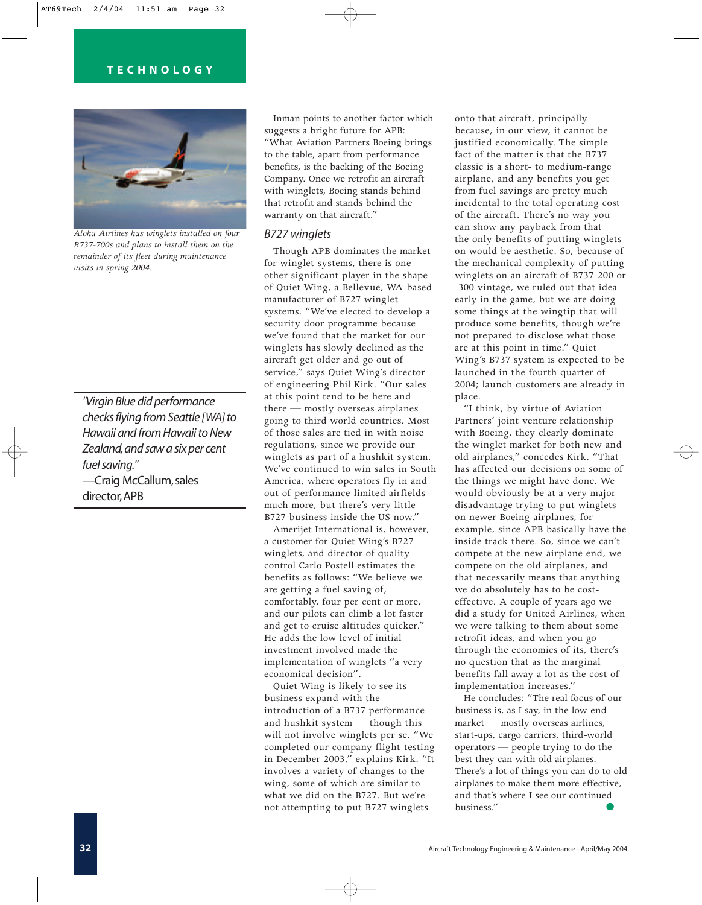Aloha Airlines has winglets installed on four B737-700s and plans to install them on the remainder of its fleet during maintenance visits in spring 2004.

> "Virgin Blue did performance checks flying from Seattle [WA] to Hawaii and from Hawaii to New Zealand, and saw a six per cent fuel saving."
> —Craig McCallum, sales director, APB

Inman points to another factor which suggests a bright future for APB: "What Aviation Partners Boeing brings to the table, apart from performance benefits, is the backing of the Boeing Company. Once we retrofit an aircraft with winglets, Boeing stands behind that retrofit and stands behind the warranty on that aircraft."

## B727 winglets

Though APB dominates the market for winglet systems, there is one other significant player in the shape of Quiet Wing, a Bellevue, WA-based manufacturer of B727 winglet systems. "We've elected to develop a security door programme because we've found that the market for our winglets has slowly declined as the aircraft get older and go out of service," says Quiet Wing's director of engineering Phil Kirk. "Our sales at this point tend to be here and there — mostly overseas airplanes going to third world countries. Most of those sales are tied in with noise regulations, since we provide our winglets as part of a hushkit system. We've continued to win sales in South America, where operators fly in and out of performance-limited airfields much more, but there's very little B727 business inside the US now."

Amerijet International is, however, a customer for Quiet Wing's B727 winglets, and director of quality control Carlo Postell estimates the benefits as follows: "We believe we are getting a fuel saving of, comfortably, four per cent or more, and our pilots can climb a lot faster and get to cruise altitudes quicker." He adds the low level of initial investment involved made the implementation of winglets "a very economical decision".

Quiet Wing is likely to see its business expand with the introduction of a B737 performance and hushkit system — though this will not involve winglets per se. "We completed our company flight-testing in December 2003," explains Kirk. "It involves a variety of changes to the wing, some of which are similar to what we did on the B727. But we're not attempting to put B727 winglets onto that aircraft, principally because, in our view, it cannot be justified economically. The simple fact of the matter is that the B737 classic is a short- to medium-range airplane, and any benefits you get from fuel savings are pretty much incidental to the total operating cost of the aircraft. There's no way you can show any payback from that — the only benefits of putting winglets on would be aesthetic. So, because of the mechanical complexity of putting winglets on an aircraft of B737-200 or -300 vintage, we ruled out that idea early in the game, but we are doing some things at the wingtip that will produce some benefits, though we're not prepared to disclose what those are at this point in time." Quiet Wing's B737 system is expected to be launched in the fourth quarter of 2004; launch customers are already in place.

"I think, by virtue of Aviation Partners' joint venture relationship with Boeing, they clearly dominate the winglet market for both new and old airplanes," concedes Kirk. "That has affected our decisions on some of the things we might have done. We would obviously be at a very major disadvantage trying to put winglets on newer Boeing airplanes, for example, since APB basically have the inside track there. So, since we can't compete at the new-airplane end, we compete on the old airplanes, and that necessarily means that anything we do absolutely has to be cost-effective. A couple of years ago we did a study for United Airlines, when we were talking to them about some retrofit ideas, and when you go through the economics of its, there's no question that as the marginal benefits fall away a lot as the cost of implementation increases."

He concludes: "The real focus of our business is, as I say, in the low-end market — mostly overseas airlines, start-ups, cargo carriers, third-world operators — people trying to do the best they can with old airplanes. There's a lot of things you can do to old airplanes to make them more effective, and that's where I see our continued business."